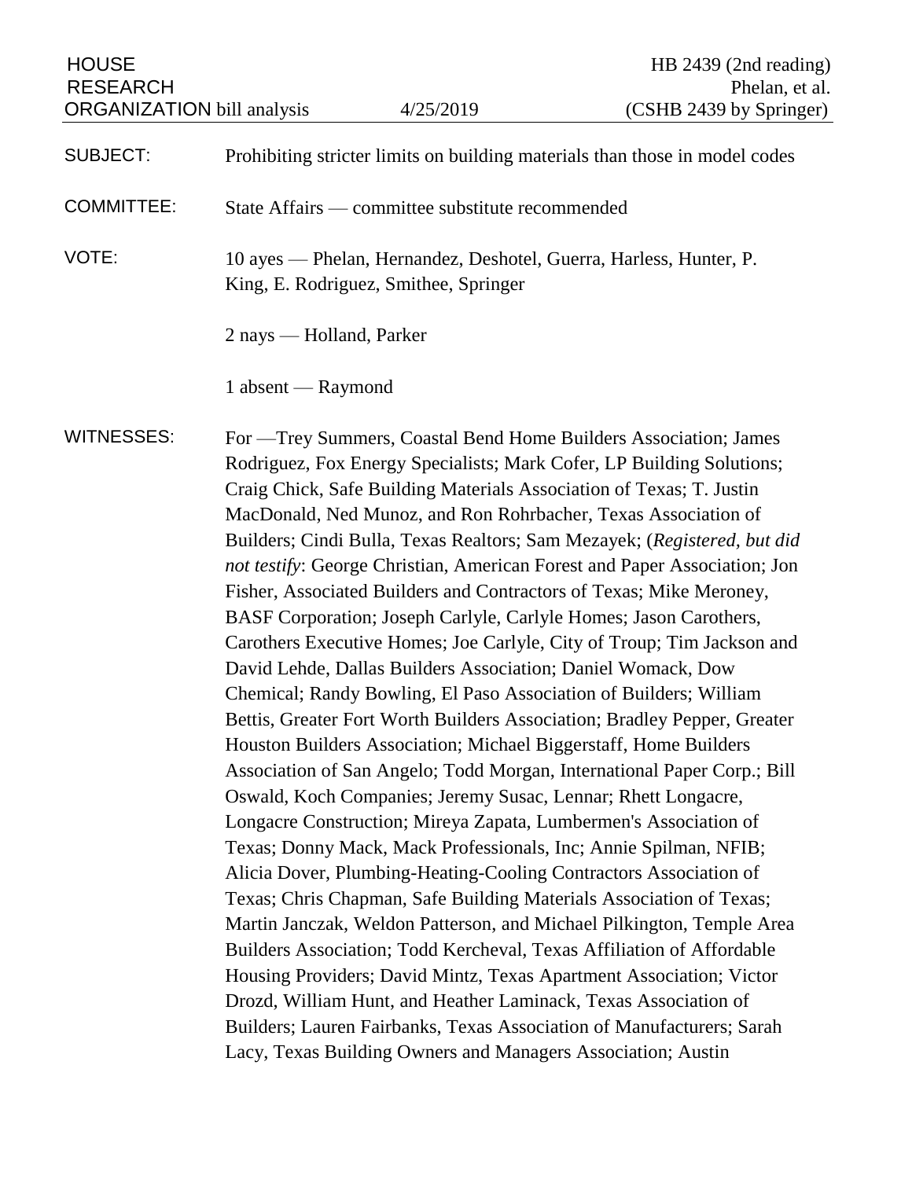HOUSE RESEARCH ORGANIZATION bill analysis 4/25/2019

HB 2439 (2nd reading)
Phelan, et al.
(CSHB 2439 by Springer)

SUBJECT: Prohibiting stricter limits on building materials than those in model codes

COMMITTEE: State Affairs — committee substitute recommended

VOTE: 10 ayes — Phelan, Hernandez, Deshotel, Guerra, Harless, Hunter, P. King, E. Rodriguez, Smithee, Springer

2 nays — Holland, Parker

1 absent — Raymond

WITNESSES: For —Trey Summers, Coastal Bend Home Builders Association; James Rodriguez, Fox Energy Specialists; Mark Cofer, LP Building Solutions; Craig Chick, Safe Building Materials Association of Texas; T. Justin MacDonald, Ned Munoz, and Ron Rohrbacher, Texas Association of Builders; Cindi Bulla, Texas Realtors; Sam Mezayek; (*Registered, but did not testify*: George Christian, American Forest and Paper Association; Jon Fisher, Associated Builders and Contractors of Texas; Mike Meroney, BASF Corporation; Joseph Carlyle, Carlyle Homes; Jason Carothers, Carothers Executive Homes; Joe Carlyle, City of Troup; Tim Jackson and David Lehde, Dallas Builders Association; Daniel Womack, Dow Chemical; Randy Bowling, El Paso Association of Builders; William Bettis, Greater Fort Worth Builders Association; Bradley Pepper, Greater Houston Builders Association; Michael Biggerstaff, Home Builders Association of San Angelo; Todd Morgan, International Paper Corp.; Bill Oswald, Koch Companies; Jeremy Susac, Lennar; Rhett Longacre, Longacre Construction; Mireya Zapata, Lumbermen's Association of Texas; Donny Mack, Mack Professionals, Inc; Annie Spilman, NFIB; Alicia Dover, Plumbing-Heating-Cooling Contractors Association of Texas; Chris Chapman, Safe Building Materials Association of Texas; Martin Janczak, Weldon Patterson, and Michael Pilkington, Temple Area Builders Association; Todd Kercheval, Texas Affiliation of Affordable Housing Providers; David Mintz, Texas Apartment Association; Victor Drozd, William Hunt, and Heather Laminack, Texas Association of Builders; Lauren Fairbanks, Texas Association of Manufacturers; Sarah Lacy, Texas Building Owners and Managers Association; Austin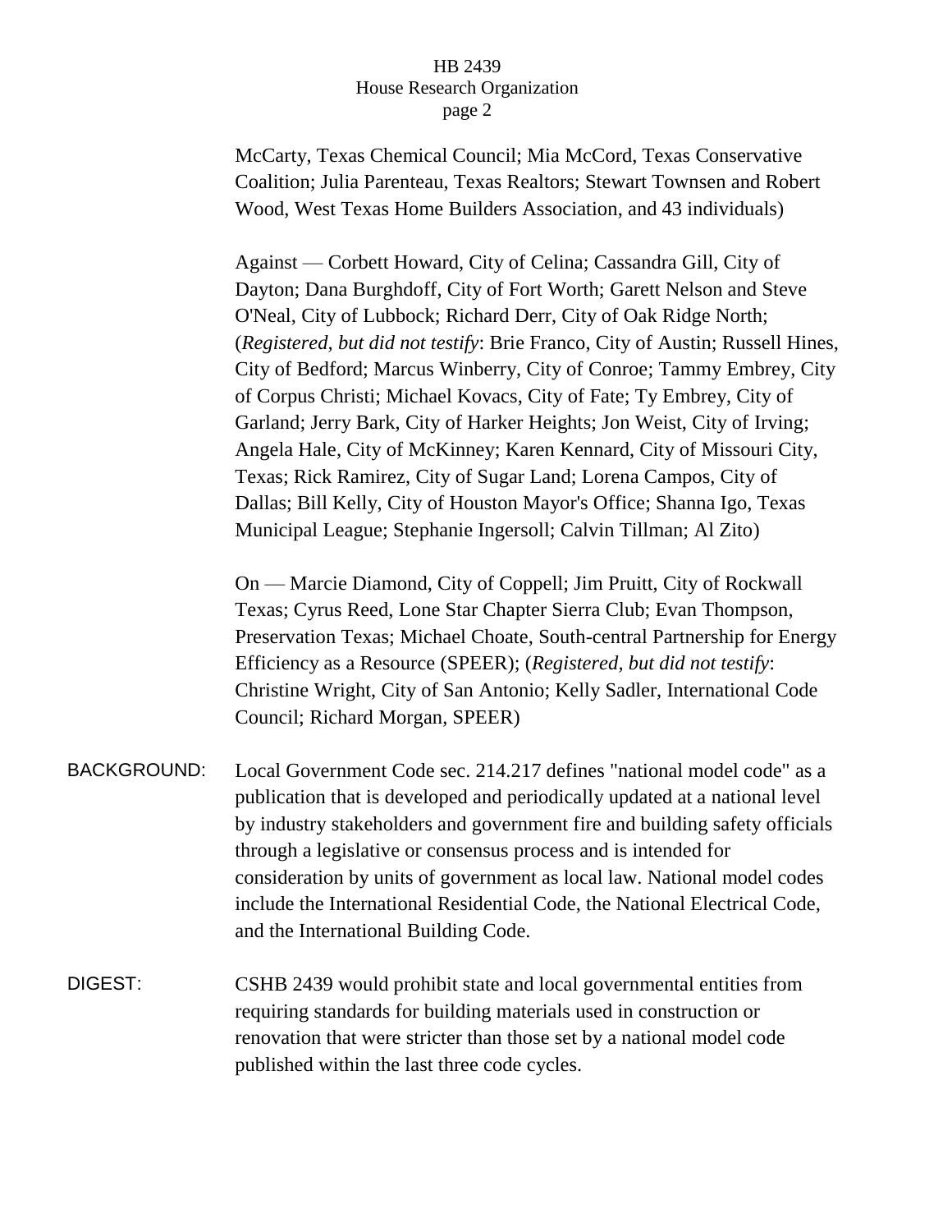McCarty, Texas Chemical Council; Mia McCord, Texas Conservative Coalition; Julia Parenteau, Texas Realtors; Stewart Townsen and Robert Wood, West Texas Home Builders Association, and 43 individuals)

Against — Corbett Howard, City of Celina; Cassandra Gill, City of Dayton; Dana Burghdoff, City of Fort Worth; Garett Nelson and Steve O'Neal, City of Lubbock; Richard Derr, City of Oak Ridge North; (*Registered, but did not testify*: Brie Franco, City of Austin; Russell Hines, City of Bedford; Marcus Winberry, City of Conroe; Tammy Embrey, City of Corpus Christi; Michael Kovacs, City of Fate; Ty Embrey, City of Garland; Jerry Bark, City of Harker Heights; Jon Weist, City of Irving; Angela Hale, City of McKinney; Karen Kennard, City of Missouri City, Texas; Rick Ramirez, City of Sugar Land; Lorena Campos, City of Dallas; Bill Kelly, City of Houston Mayor's Office; Shanna Igo, Texas Municipal League; Stephanie Ingersoll; Calvin Tillman; Al Zito)

On — Marcie Diamond, City of Coppell; Jim Pruitt, City of Rockwall Texas; Cyrus Reed, Lone Star Chapter Sierra Club; Evan Thompson, Preservation Texas; Michael Choate, South-central Partnership for Energy Efficiency as a Resource (SPEER); (*Registered, but did not testify*: Christine Wright, City of San Antonio; Kelly Sadler, International Code Council; Richard Morgan, SPEER)

BACKGROUND: Local Government Code sec. 214.217 defines "national model code" as a publication that is developed and periodically updated at a national level by industry stakeholders and government fire and building safety officials through a legislative or consensus process and is intended for consideration by units of government as local law. National model codes include the International Residential Code, the National Electrical Code, and the International Building Code.

DIGEST: CSHB 2439 would prohibit state and local governmental entities from requiring standards for building materials used in construction or renovation that were stricter than those set by a national model code published within the last three code cycles.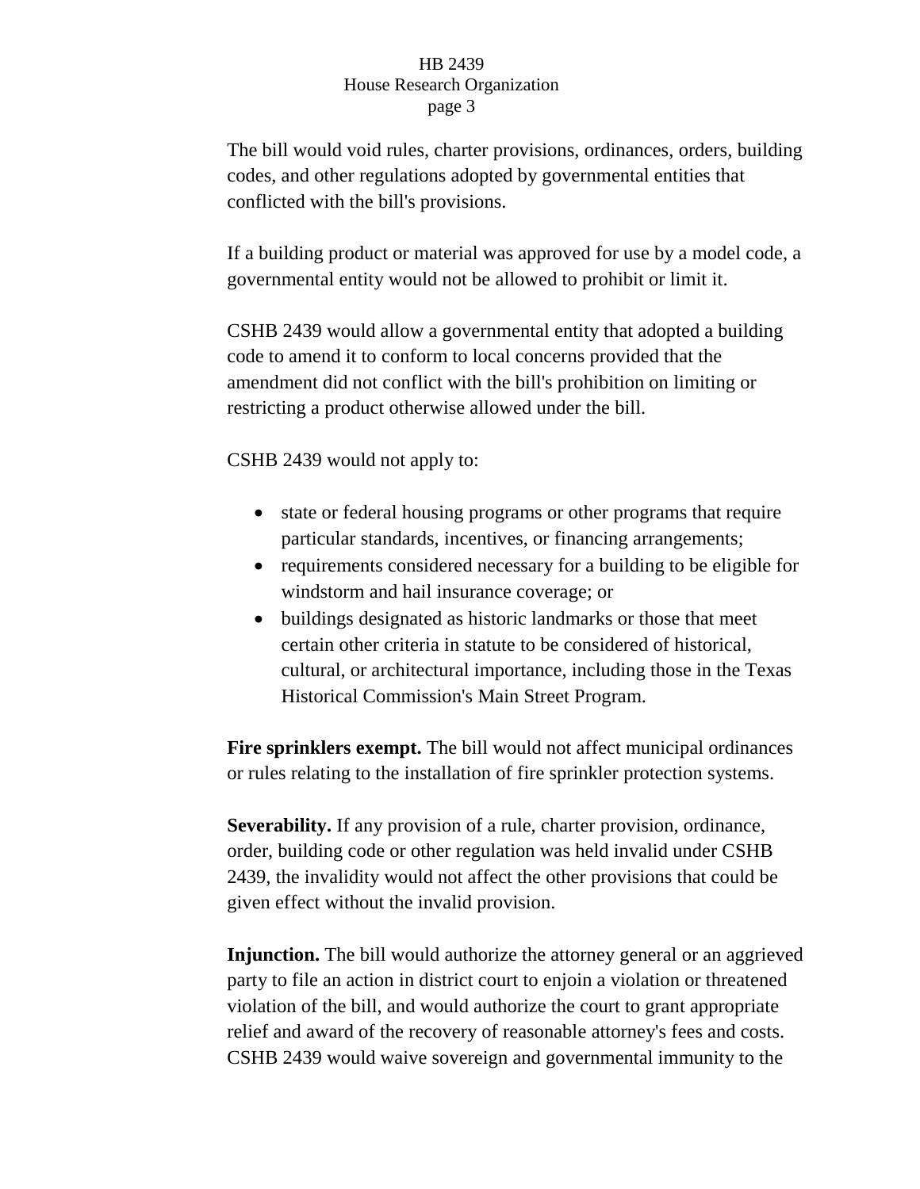The bill would void rules, charter provisions, ordinances, orders, building codes, and other regulations adopted by governmental entities that conflicted with the bill's provisions.

If a building product or material was approved for use by a model code, a governmental entity would not be allowed to prohibit or limit it.

CSHB 2439 would allow a governmental entity that adopted a building code to amend it to conform to local concerns provided that the amendment did not conflict with the bill's prohibition on limiting or restricting a product otherwise allowed under the bill.

CSHB 2439 would not apply to:

- state or federal housing programs or other programs that require particular standards, incentives, or financing arrangements;
- requirements considered necessary for a building to be eligible for windstorm and hail insurance coverage; or
- buildings designated as historic landmarks or those that meet certain other criteria in statute to be considered of historical, cultural, or architectural importance, including those in the Texas Historical Commission's Main Street Program.

**Fire sprinklers exempt.** The bill would not affect municipal ordinances or rules relating to the installation of fire sprinkler protection systems.

**Severability.** If any provision of a rule, charter provision, ordinance, order, building code or other regulation was held invalid under CSHB 2439, the invalidity would not affect the other provisions that could be given effect without the invalid provision.

**Injunction.** The bill would authorize the attorney general or an aggrieved party to file an action in district court to enjoin a violation or threatened violation of the bill, and would authorize the court to grant appropriate relief and award of the recovery of reasonable attorney's fees and costs. CSHB 2439 would waive sovereign and governmental immunity to the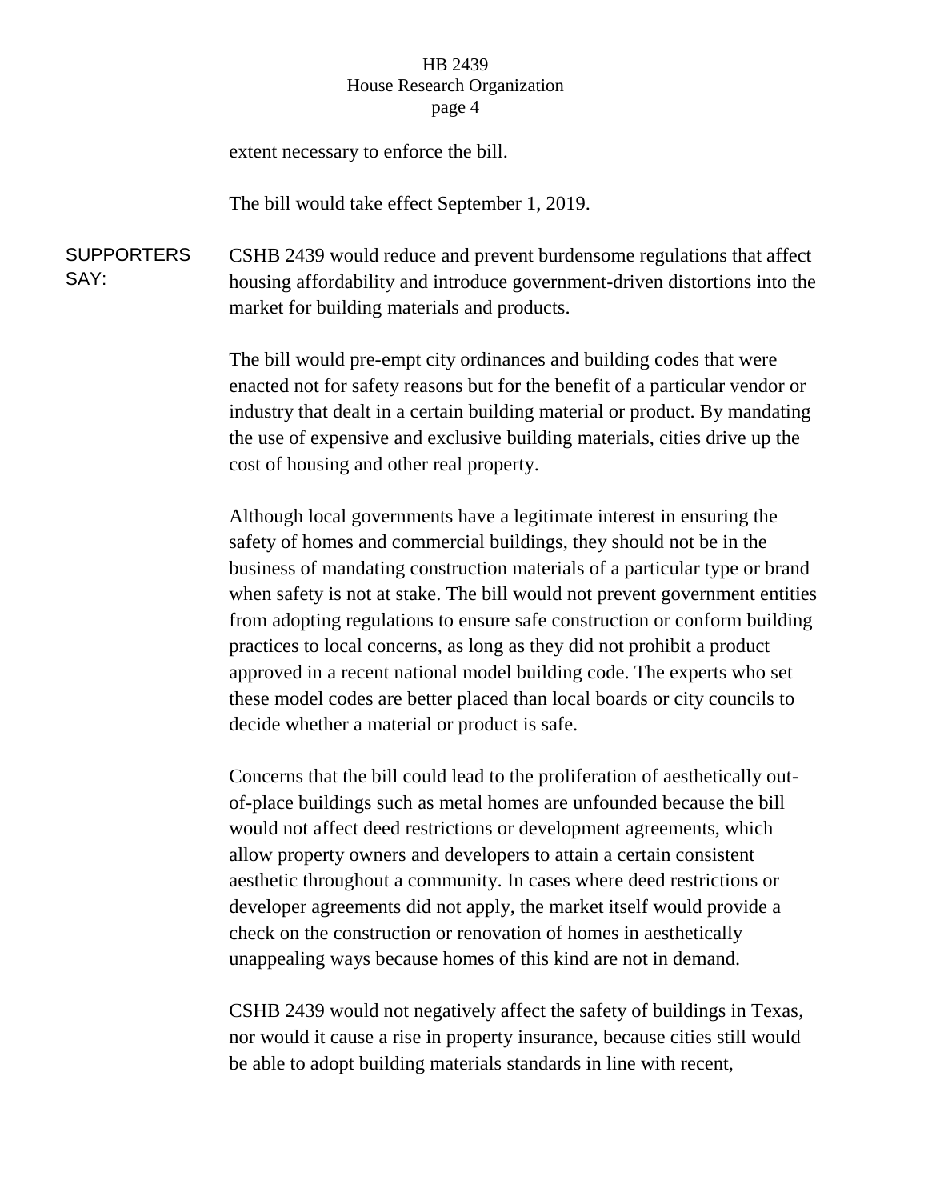extent necessary to enforce the bill.

The bill would take effect September 1, 2019.

**SUPPORTERS SAY:**

CSHB 2439 would reduce and prevent burdensome regulations that affect housing affordability and introduce government-driven distortions into the market for building materials and products.

The bill would pre-empt city ordinances and building codes that were enacted not for safety reasons but for the benefit of a particular vendor or industry that dealt in a certain building material or product. By mandating the use of expensive and exclusive building materials, cities drive up the cost of housing and other real property.

Although local governments have a legitimate interest in ensuring the safety of homes and commercial buildings, they should not be in the business of mandating construction materials of a particular type or brand when safety is not at stake. The bill would not prevent government entities from adopting regulations to ensure safe construction or conform building practices to local concerns, as long as they did not prohibit a product approved in a recent national model building code. The experts who set these model codes are better placed than local boards or city councils to decide whether a material or product is safe.

Concerns that the bill could lead to the proliferation of aesthetically out-of-place buildings such as metal homes are unfounded because the bill would not affect deed restrictions or development agreements, which allow property owners and developers to attain a certain consistent aesthetic throughout a community. In cases where deed restrictions or developer agreements did not apply, the market itself would provide a check on the construction or renovation of homes in aesthetically unappealing ways because homes of this kind are not in demand.

CSHB 2439 would not negatively affect the safety of buildings in Texas, nor would it cause a rise in property insurance, because cities still would be able to adopt building materials standards in line with recent,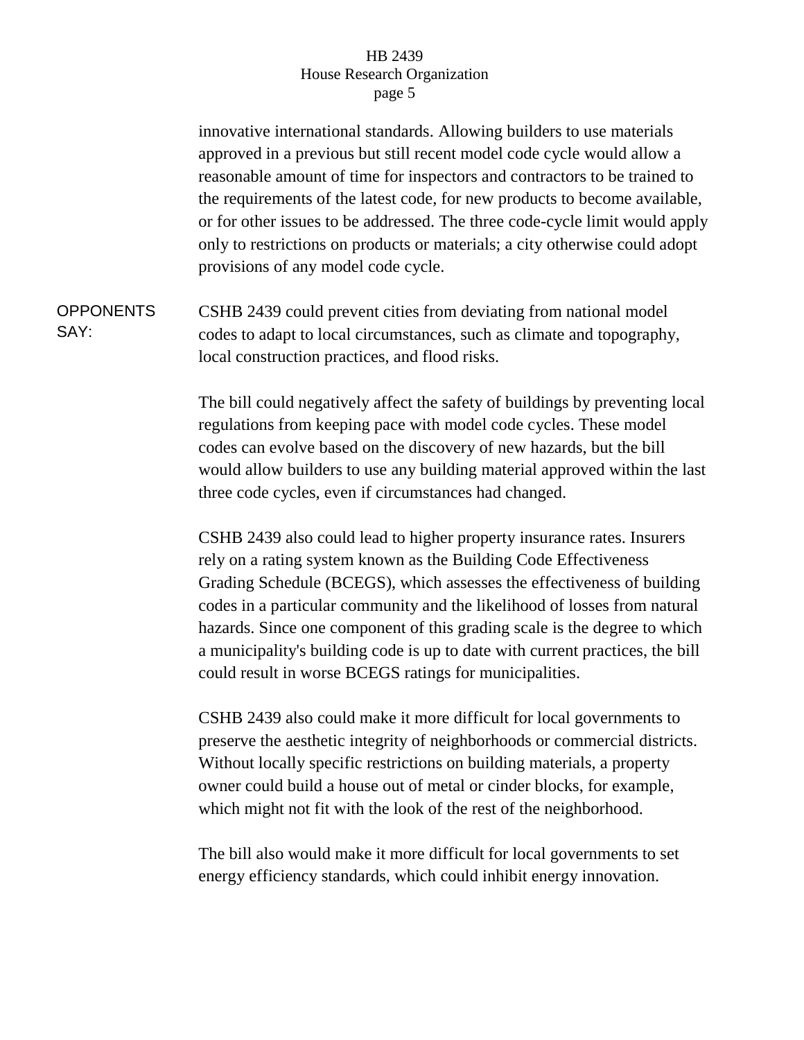innovative international standards. Allowing builders to use materials approved in a previous but still recent model code cycle would allow a reasonable amount of time for inspectors and contractors to be trained to the requirements of the latest code, for new products to become available, or for other issues to be addressed. The three code-cycle limit would apply only to restrictions on products or materials; a city otherwise could adopt provisions of any model code cycle.

**OPPONENTS SAY:**

CSHB 2439 could prevent cities from deviating from national model codes to adapt to local circumstances, such as climate and topography, local construction practices, and flood risks.

The bill could negatively affect the safety of buildings by preventing local regulations from keeping pace with model code cycles. These model codes can evolve based on the discovery of new hazards, but the bill would allow builders to use any building material approved within the last three code cycles, even if circumstances had changed.

CSHB 2439 also could lead to higher property insurance rates. Insurers rely on a rating system known as the Building Code Effectiveness Grading Schedule (BCEGS), which assesses the effectiveness of building codes in a particular community and the likelihood of losses from natural hazards. Since one component of this grading scale is the degree to which a municipality's building code is up to date with current practices, the bill could result in worse BCEGS ratings for municipalities.

CSHB 2439 also could make it more difficult for local governments to preserve the aesthetic integrity of neighborhoods or commercial districts. Without locally specific restrictions on building materials, a property owner could build a house out of metal or cinder blocks, for example, which might not fit with the look of the rest of the neighborhood.

The bill also would make it more difficult for local governments to set energy efficiency standards, which could inhibit energy innovation.